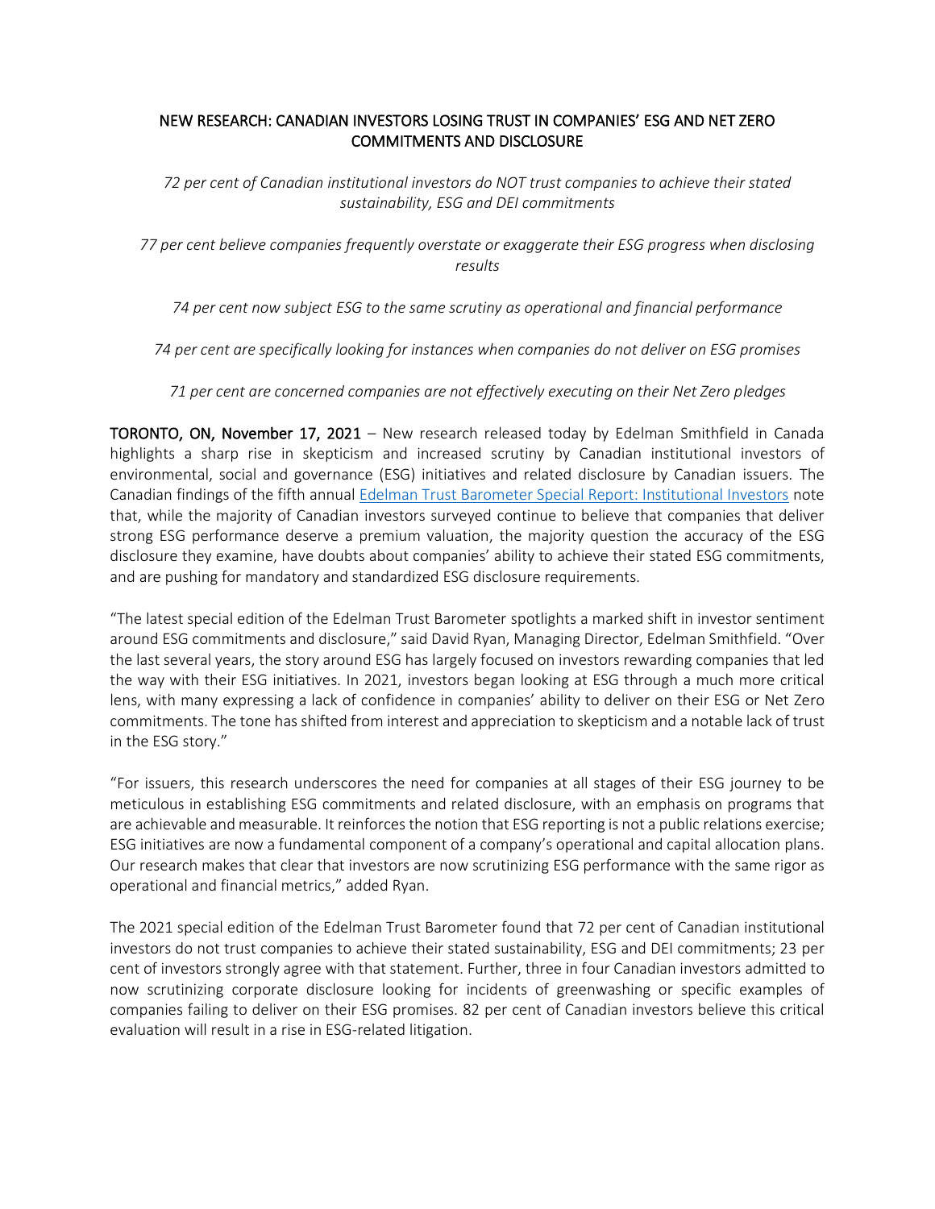## NEW RESEARCH: CANADIAN INVESTORS LOSING TRUST IN COMPANIES' ESG AND NET ZERO COMMITMENTS AND DISCLOSURE

*72 per cent of Canadian institutional investors do NOT trust companies to achieve their stated sustainability, ESG and DEI commitments*

*77 per cent believe companies frequently overstate or exaggerate their ESG progress when disclosing results*

*74 per cent now subject ESG to the same scrutiny as operational and financial performance*

*74 per cent are specifically looking for instances when companies do not deliver on ESG promises*

*71 per cent are concerned companies are not effectively executing on their Net Zero pledges*

**TORONTO, ON, November 17, 2021** – New research released today by Edelman Smithfield in Canada highlights a sharp rise in skepticism and increased scrutiny by Canadian institutional investors of environmental, social and governance (ESG) initiatives and related disclosure by Canadian issuers. The Canadian findings of the fifth annual Edelman Trust Barometer Special Report: Institutional Investors note that, while the majority of Canadian investors surveyed continue to believe that companies that deliver strong ESG performance deserve a premium valuation, the majority question the accuracy of the ESG disclosure they examine, have doubts about companies' ability to achieve their stated ESG commitments, and are pushing for mandatory and standardized ESG disclosure requirements.

"The latest special edition of the Edelman Trust Barometer spotlights a marked shift in investor sentiment around ESG commitments and disclosure," said David Ryan, Managing Director, Edelman Smithfield. "Over the last several years, the story around ESG has largely focused on investors rewarding companies that led the way with their ESG initiatives. In 2021, investors began looking at ESG through a much more critical lens, with many expressing a lack of confidence in companies' ability to deliver on their ESG or Net Zero commitments. The tone has shifted from interest and appreciation to skepticism and a notable lack of trust in the ESG story."

"For issuers, this research underscores the need for companies at all stages of their ESG journey to be meticulous in establishing ESG commitments and related disclosure, with an emphasis on programs that are achievable and measurable. It reinforces the notion that ESG reporting is not a public relations exercise; ESG initiatives are now a fundamental component of a company's operational and capital allocation plans. Our research makes that clear that investors are now scrutinizing ESG performance with the same rigor as operational and financial metrics," added Ryan.

The 2021 special edition of the Edelman Trust Barometer found that 72 per cent of Canadian institutional investors do not trust companies to achieve their stated sustainability, ESG and DEI commitments; 23 per cent of investors strongly agree with that statement. Further, three in four Canadian investors admitted to now scrutinizing corporate disclosure looking for incidents of greenwashing or specific examples of companies failing to deliver on their ESG promises. 82 per cent of Canadian investors believe this critical evaluation will result in a rise in ESG-related litigation.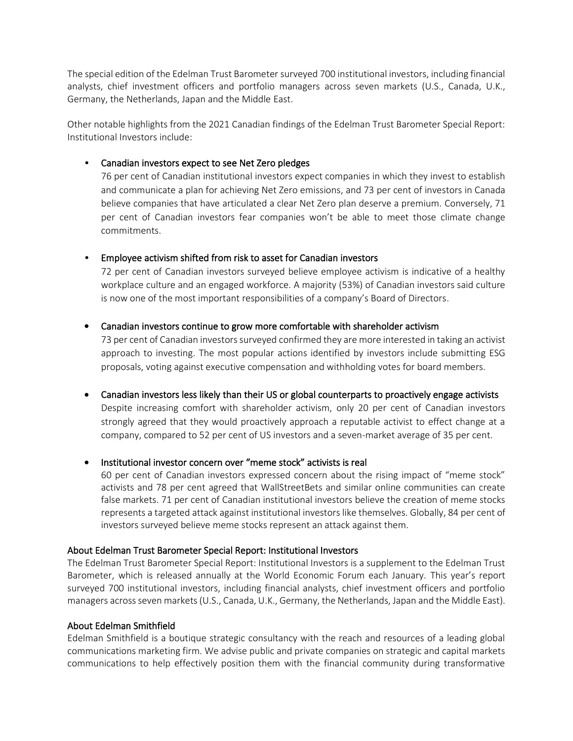The special edition of the Edelman Trust Barometer surveyed 700 institutional investors, including financial analysts, chief investment officers and portfolio managers across seven markets (U.S., Canada, U.K., Germany, the Netherlands, Japan and the Middle East.

Other notable highlights from the 2021 Canadian findings of the Edelman Trust Barometer Special Report: Institutional Investors include:

- Canadian investors expect to see Net Zero pledges
  76 per cent of Canadian institutional investors expect companies in which they invest to establish and communicate a plan for achieving Net Zero emissions, and 73 per cent of investors in Canada believe companies that have articulated a clear Net Zero plan deserve a premium. Conversely, 71 per cent of Canadian investors fear companies won't be able to meet those climate change commitments.

- Employee activism shifted from risk to asset for Canadian investors
  72 per cent of Canadian investors surveyed believe employee activism is indicative of a healthy workplace culture and an engaged workforce. A majority (53%) of Canadian investors said culture is now one of the most important responsibilities of a company's Board of Directors.

- Canadian investors continue to grow more comfortable with shareholder activism
  73 per cent of Canadian investors surveyed confirmed they are more interested in taking an activist approach to investing. The most popular actions identified by investors include submitting ESG proposals, voting against executive compensation and withholding votes for board members.

- Canadian investors less likely than their US or global counterparts to proactively engage activists
  Despite increasing comfort with shareholder activism, only 20 per cent of Canadian investors strongly agreed that they would proactively approach a reputable activist to effect change at a company, compared to 52 per cent of US investors and a seven-market average of 35 per cent.

- Institutional investor concern over "meme stock" activists is real
  60 per cent of Canadian investors expressed concern about the rising impact of "meme stock" activists and 78 per cent agreed that WallStreetBets and similar online communities can create false markets. 71 per cent of Canadian institutional investors believe the creation of meme stocks represents a targeted attack against institutional investors like themselves. Globally, 84 per cent of investors surveyed believe meme stocks represent an attack against them.

## About Edelman Trust Barometer Special Report: Institutional Investors

The Edelman Trust Barometer Special Report: Institutional Investors is a supplement to the Edelman Trust Barometer, which is released annually at the World Economic Forum each January. This year's report surveyed 700 institutional investors, including financial analysts, chief investment officers and portfolio managers across seven markets (U.S., Canada, U.K., Germany, the Netherlands, Japan and the Middle East).

## About Edelman Smithfield

Edelman Smithfield is a boutique strategic consultancy with the reach and resources of a leading global communications marketing firm. We advise public and private companies on strategic and capital markets communications to help effectively position them with the financial community during transformative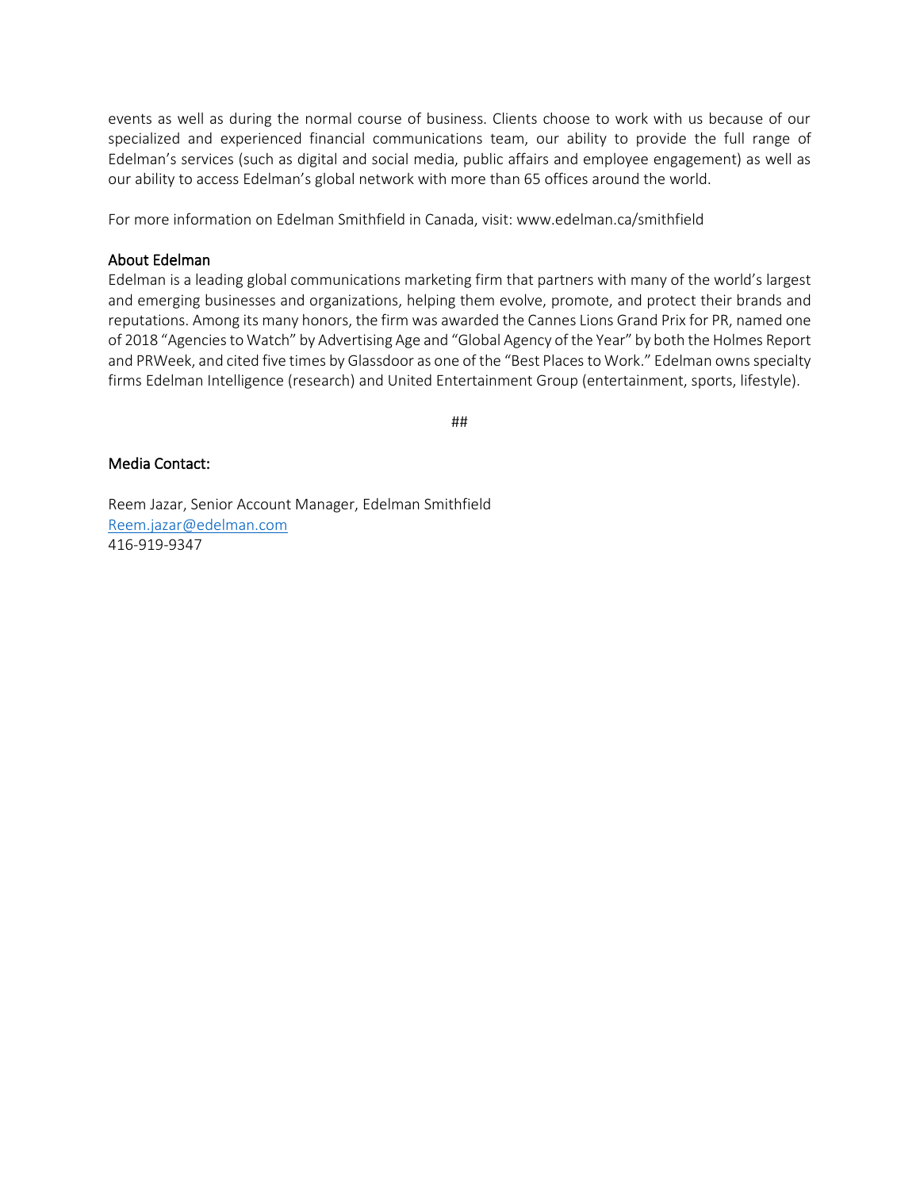events as well as during the normal course of business. Clients choose to work with us because of our specialized and experienced financial communications team, our ability to provide the full range of Edelman's services (such as digital and social media, public affairs and employee engagement) as well as our ability to access Edelman's global network with more than 65 offices around the world.

For more information on Edelman Smithfield in Canada, visit: www.edelman.ca/smithfield

## About Edelman

Edelman is a leading global communications marketing firm that partners with many of the world's largest and emerging businesses and organizations, helping them evolve, promote, and protect their brands and reputations. Among its many honors, the firm was awarded the Cannes Lions Grand Prix for PR, named one of 2018 "Agencies to Watch" by Advertising Age and "Global Agency of the Year" by both the Holmes Report and PRWeek, and cited five times by Glassdoor as one of the "Best Places to Work." Edelman owns specialty firms Edelman Intelligence (research) and United Entertainment Group (entertainment, sports, lifestyle).

##

## Media Contact:

Reem Jazar, Senior Account Manager, Edelman Smithfield
Reem.jazar@edelman.com
416-919-9347